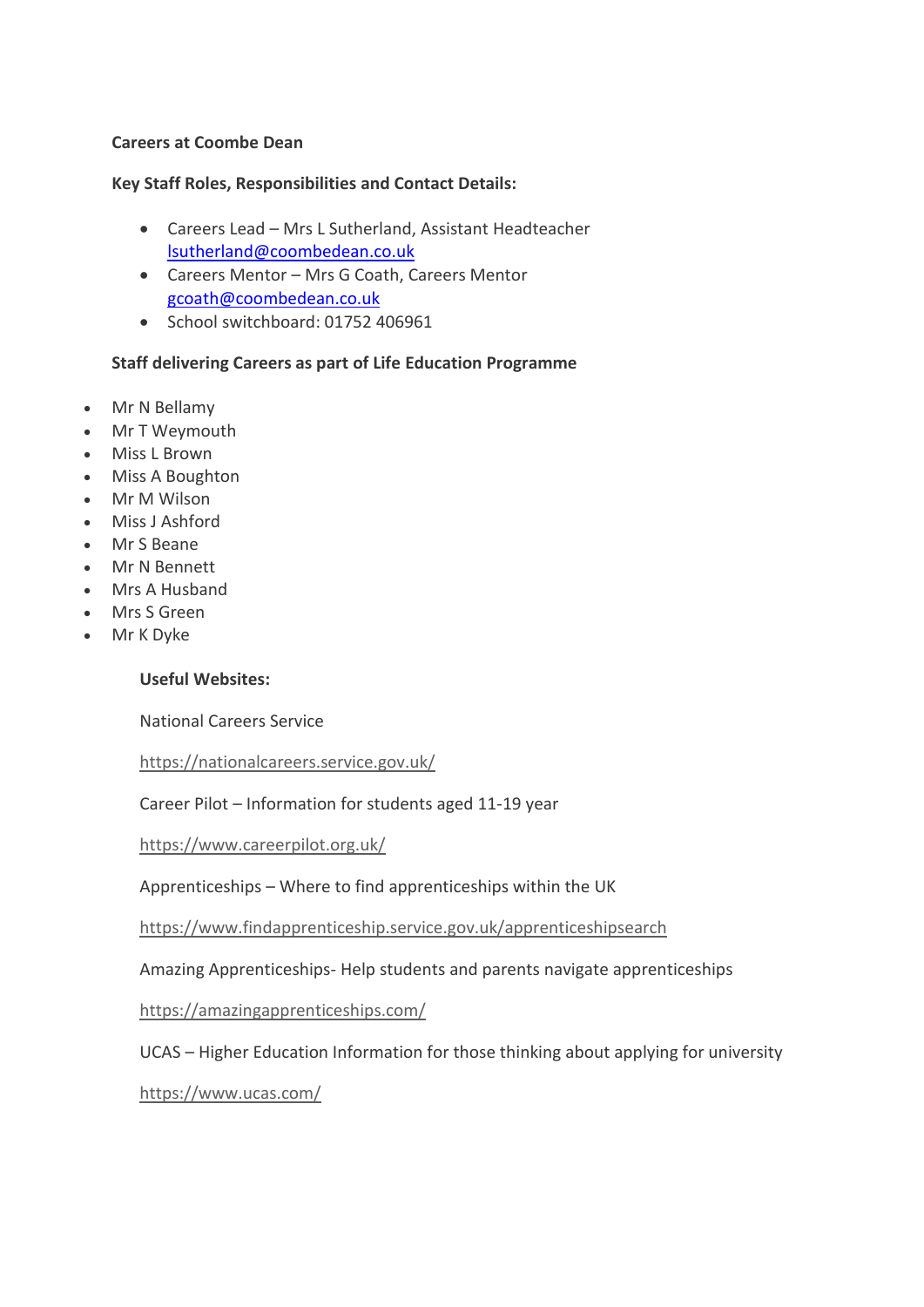**Careers at Coombe Dean**

**Key Staff Roles, Responsibilities and Contact Details:**

- Careers Lead – Mrs L Sutherland, Assistant Headteacher
  lsutherland@coombedean.co.uk
- Careers Mentor – Mrs G Coath, Careers Mentor
  gcoath@coombedean.co.uk
- School switchboard: 01752 406961

**Staff delivering Careers as part of Life Education Programme**

- Mr N Bellamy
- Mr T Weymouth
- Miss L Brown
- Miss A Boughton
- Mr M Wilson
- Miss J Ashford
- Mr S Beane
- Mr N Bennett
- Mrs A Husband
- Mrs S Green
- Mr K Dyke

**Useful Websites:**

National Careers Service

https://nationalcareers.service.gov.uk/

Career Pilot – Information for students aged 11-19 year

https://www.careerpilot.org.uk/

Apprenticeships – Where to find apprenticeships within the UK

https://www.findapprenticeship.service.gov.uk/apprenticeshipsearch

Amazing Apprenticeships- Help students and parents navigate apprenticeships

https://amazingapprenticeships.com/

UCAS – Higher Education Information for those thinking about applying for university

https://www.ucas.com/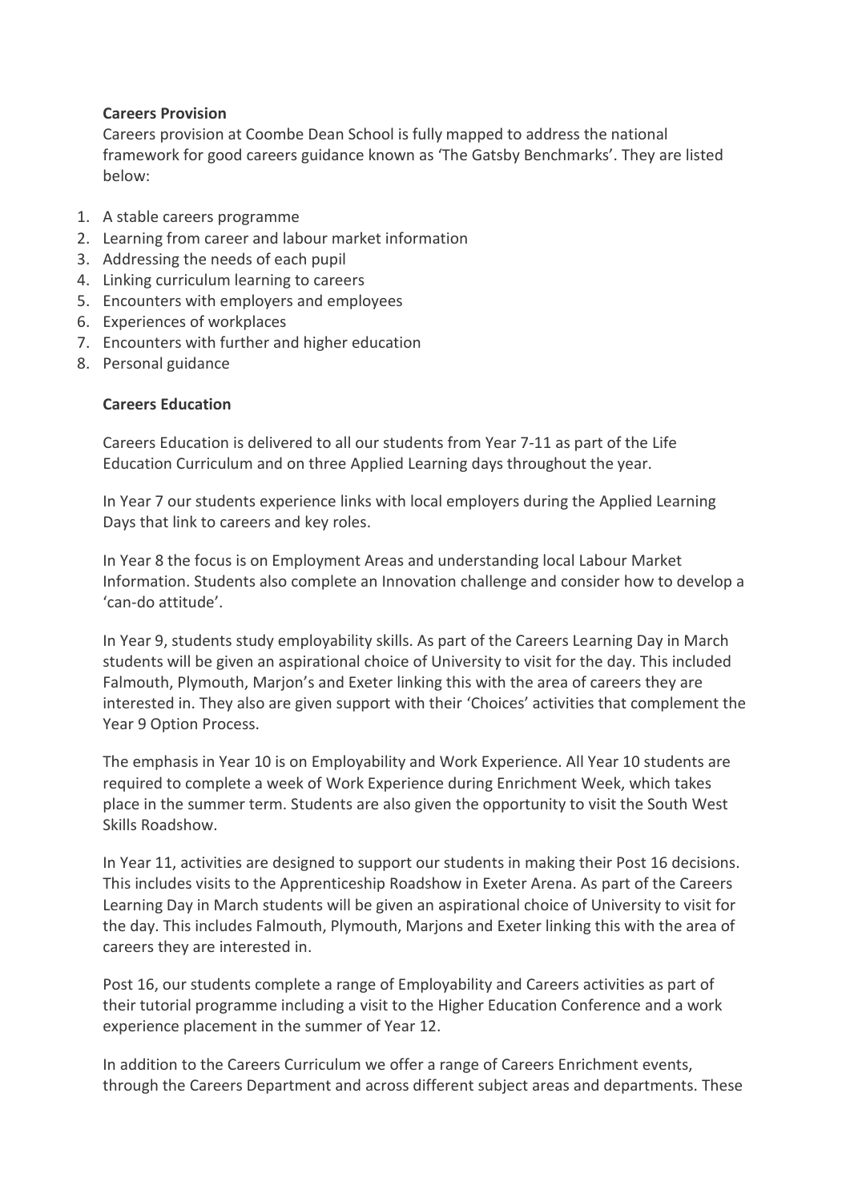**Careers Provision**

Careers provision at Coombe Dean School is fully mapped to address the national framework for good careers guidance known as 'The Gatsby Benchmarks'. They are listed below:

1. A stable careers programme
2. Learning from career and labour market information
3. Addressing the needs of each pupil
4. Linking curriculum learning to careers
5. Encounters with employers and employees
6. Experiences of workplaces
7. Encounters with further and higher education
8. Personal guidance

**Careers Education**

Careers Education is delivered to all our students from Year 7-11 as part of the Life Education Curriculum and on three Applied Learning days throughout the year.

In Year 7 our students experience links with local employers during the Applied Learning Days that link to careers and key roles.

In Year 8 the focus is on Employment Areas and understanding local Labour Market Information. Students also complete an Innovation challenge and consider how to develop a 'can-do attitude'.

In Year 9, students study employability skills. As part of the Careers Learning Day in March students will be given an aspirational choice of University to visit for the day. This included Falmouth, Plymouth, Marjon's and Exeter linking this with the area of careers they are interested in. They also are given support with their 'Choices' activities that complement the Year 9 Option Process.

The emphasis in Year 10 is on Employability and Work Experience. All Year 10 students are required to complete a week of Work Experience during Enrichment Week, which takes place in the summer term. Students are also given the opportunity to visit the South West Skills Roadshow.

In Year 11, activities are designed to support our students in making their Post 16 decisions. This includes visits to the Apprenticeship Roadshow in Exeter Arena. As part of the Careers Learning Day in March students will be given an aspirational choice of University to visit for the day. This includes Falmouth, Plymouth, Marjons and Exeter linking this with the area of careers they are interested in.

Post 16, our students complete a range of Employability and Careers activities as part of their tutorial programme including a visit to the Higher Education Conference and a work experience placement in the summer of Year 12.

In addition to the Careers Curriculum we offer a range of Careers Enrichment events, through the Careers Department and across different subject areas and departments. These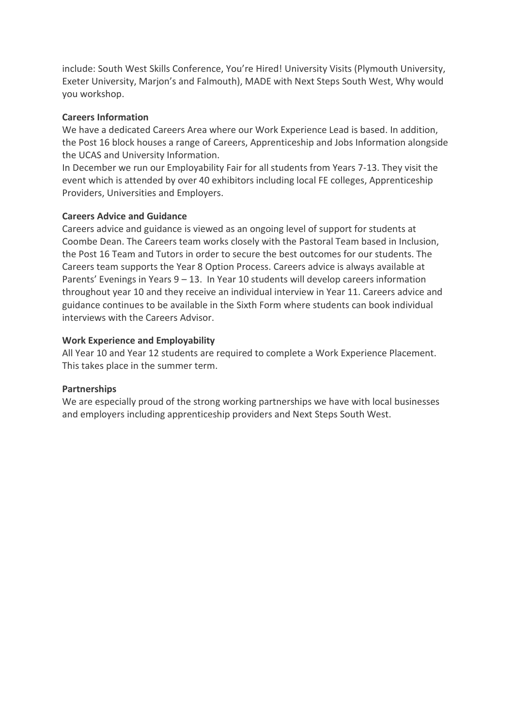include: South West Skills Conference, You're Hired! University Visits (Plymouth University, Exeter University, Marjon's and Falmouth), MADE with Next Steps South West, Why would you workshop.

**Careers Information**

We have a dedicated Careers Area where our Work Experience Lead is based. In addition, the Post 16 block houses a range of Careers, Apprenticeship and Jobs Information alongside the UCAS and University Information.

In December we run our Employability Fair for all students from Years 7-13. They visit the event which is attended by over 40 exhibitors including local FE colleges, Apprenticeship Providers, Universities and Employers.

**Careers Advice and Guidance**

Careers advice and guidance is viewed as an ongoing level of support for students at Coombe Dean. The Careers team works closely with the Pastoral Team based in Inclusion, the Post 16 Team and Tutors in order to secure the best outcomes for our students. The Careers team supports the Year 8 Option Process. Careers advice is always available at Parents' Evenings in Years 9 – 13. In Year 10 students will develop careers information throughout year 10 and they receive an individual interview in Year 11. Careers advice and guidance continues to be available in the Sixth Form where students can book individual interviews with the Careers Advisor.

**Work Experience and Employability**

All Year 10 and Year 12 students are required to complete a Work Experience Placement. This takes place in the summer term.

**Partnerships**

We are especially proud of the strong working partnerships we have with local businesses and employers including apprenticeship providers and Next Steps South West.